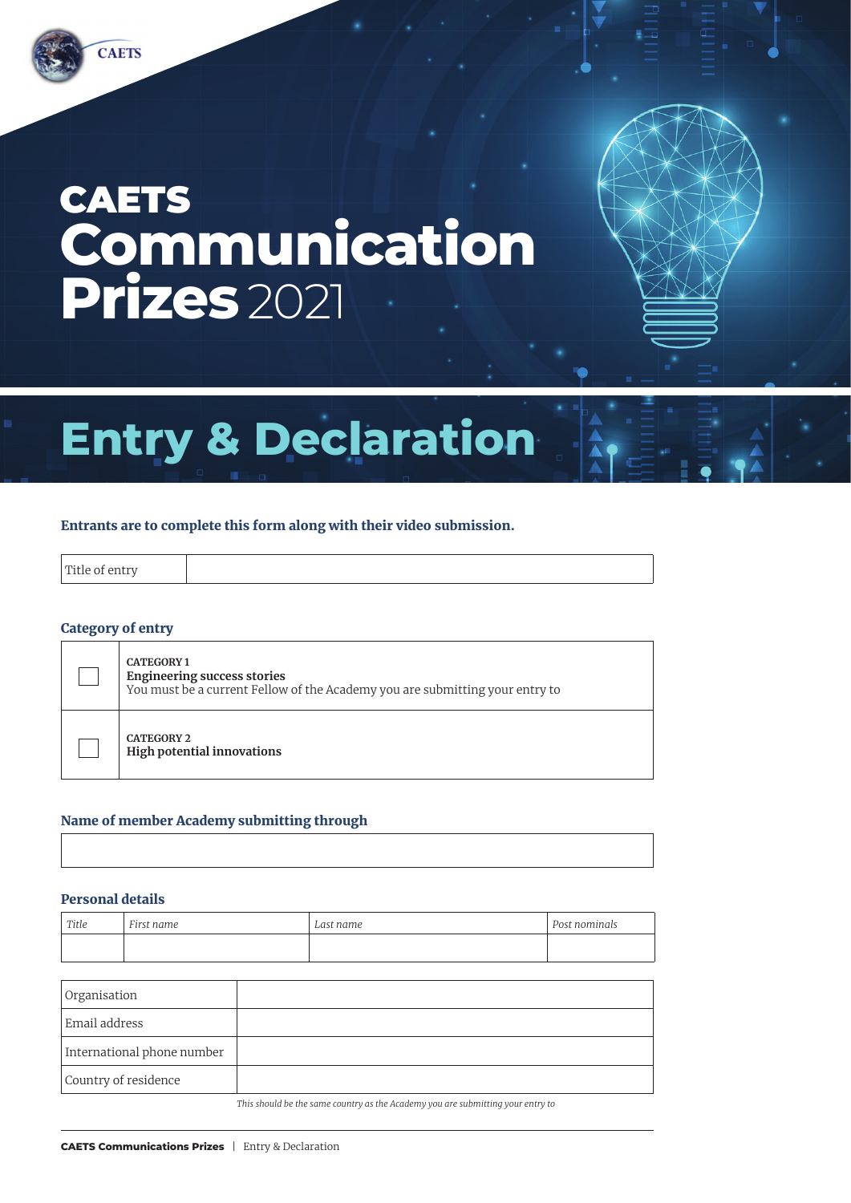CAETS

# CAETS Communication Prizes 2021

# Entry & Declaration

**Entrants are to complete this form along with their video submission.**

| Title of entry | |
|---|---|

### Category of entry

| | |
|---|---|
| ☐ | CATEGORY 1<br>**Engineering success stories**<br>You must be a current Fellow of the Academy you are submitting your entry to |
| ☐ | CATEGORY 2<br>**High potential innovations** |

### Name of member Academy submitting through

| |
|---|
| |

### Personal details

| *Title* | *First name* | *Last name* | *Post nominals* |
|---|---|---|---|
| | | | |

| | |
|---|---|
| Organisation | |
| Email address | |
| International phone number | |
| Country of residence | |

*This should be the same country as the Academy you are submitting your entry to*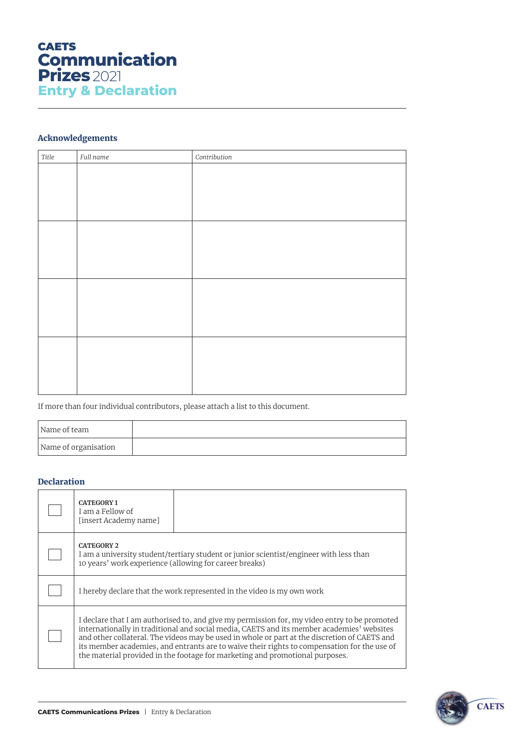# CAETS Communication Prizes 2021
## Entry & Declaration

### Acknowledgements

| *Title* | *Full name* | *Contribution* |
|---|---|---|
| | | |
| | | |
| | | |
| | | |

If more than four individual contributors, please attach a list to this document.

| Name of team | |
|---|---|
| Name of organisation | |

### Declaration

| | | |
|---|---|---|
| ☐ | **CATEGORY 1**<br>I am a Fellow of<br>[insert Academy name] | |
| ☐ | **CATEGORY 2**<br>I am a university student/tertiary student or junior scientist/engineer with less than 10 years' work experience (allowing for career breaks) | |
| ☐ | I hereby declare that the work represented in the video is my own work | |
| ☐ | I declare that I am authorised to, and give my permission for, my video entry to be promoted internationally in traditional and social media, CAETS and its member academies' websites and other collateral. The videos may be used in whole or part at the discretion of CAETS and its member academies, and entrants are to waive their rights to compensation for the use of the material provided in the footage for marketing and promotional purposes. | |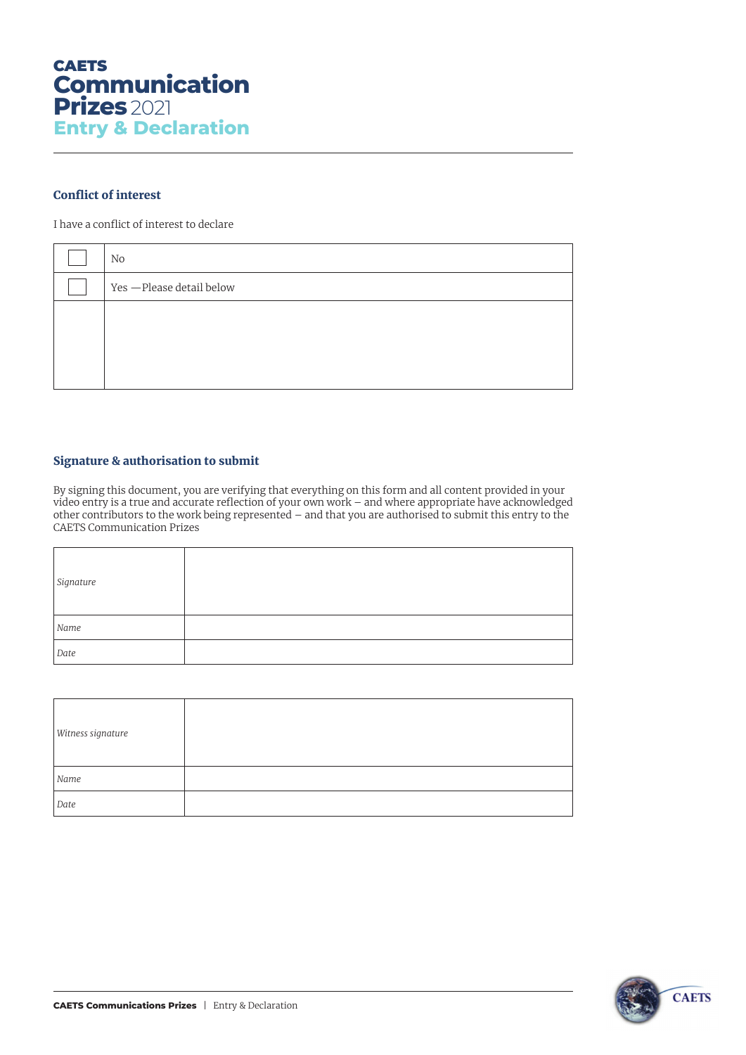# CAETS Communication Prizes 2021
## Entry & Declaration

### Conflict of interest

I have a conflict of interest to declare

| | |
|---|---|
| ☐ | No |
| ☐ | Yes —Please detail below |
| | |

### Signature & authorisation to submit

By signing this document, you are verifying that everything on this form and all content provided in your video entry is a true and accurate reflection of your own work – and where appropriate have acknowledged other contributors to the work being represented – and that you are authorised to submit this entry to the CAETS Communication Prizes

| | |
|---|---|
| *Signature* | |
| *Name* | |
| *Date* | |

| | |
|---|---|
| *Witness signature* | |
| *Name* | |
| *Date* | |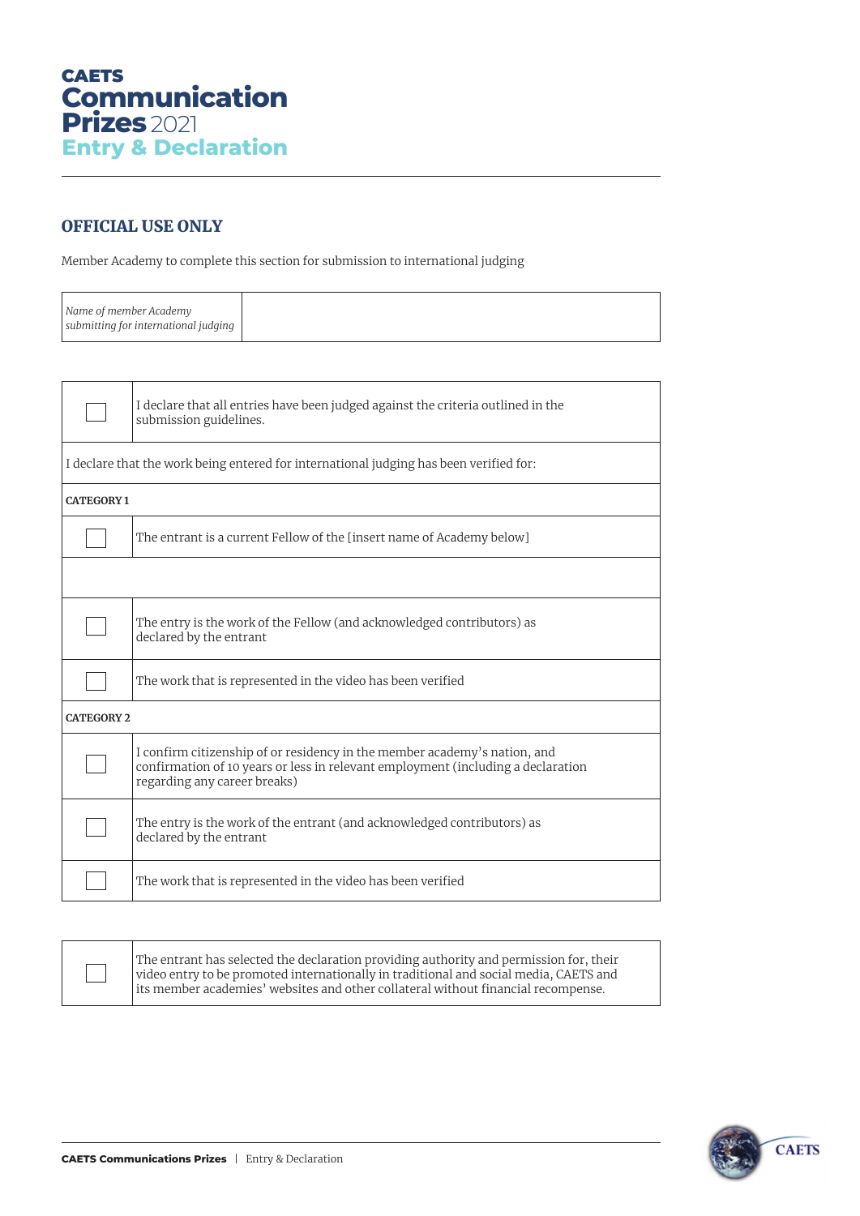# CAETS Communication Prizes 2021

## Entry & Declaration

### OFFICIAL USE ONLY

Member Academy to complete this section for submission to international judging

| *Name of member Academy submitting for international judging* | |
|---|---|

| | |
|---|---|
| ☐ | I declare that all entries have been judged against the criteria outlined in the submission guidelines. |
| I declare that the work being entered for international judging has been verified for: | |
| **CATEGORY 1** | |
| ☐ | The entrant is a current Fellow of the [insert name of Academy below] |
| | |
| ☐ | The entry is the work of the Fellow (and acknowledged contributors) as declared by the entrant |
| ☐ | The work that is represented in the video has been verified |
| **CATEGORY 2** | |
| ☐ | I confirm citizenship of or residency in the member academy's nation, and confirmation of 10 years or less in relevant employment (including a declaration regarding any career breaks) |
| ☐ | The entry is the work of the entrant (and acknowledged contributors) as declared by the entrant |
| ☐ | The work that is represented in the video has been verified |

| | |
|---|---|
| ☐ | The entrant has selected the declaration providing authority and permission for, their video entry to be promoted internationally in traditional and social media, CAETS and its member academies' websites and other collateral without financial recompense. |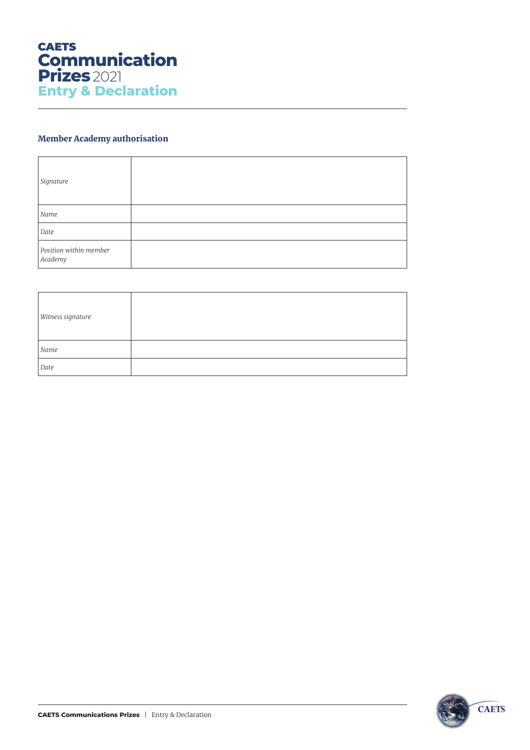# CAETS Communication Prizes 2021
## Entry & Declaration

### Member Academy authorisation

| | |
|---|---|
| *Signature* | |
| *Name* | |
| *Date* | |
| *Position within member Academy* | |

| | |
|---|---|
| *Witness signature* | |
| *Name* | |
| *Date* | |